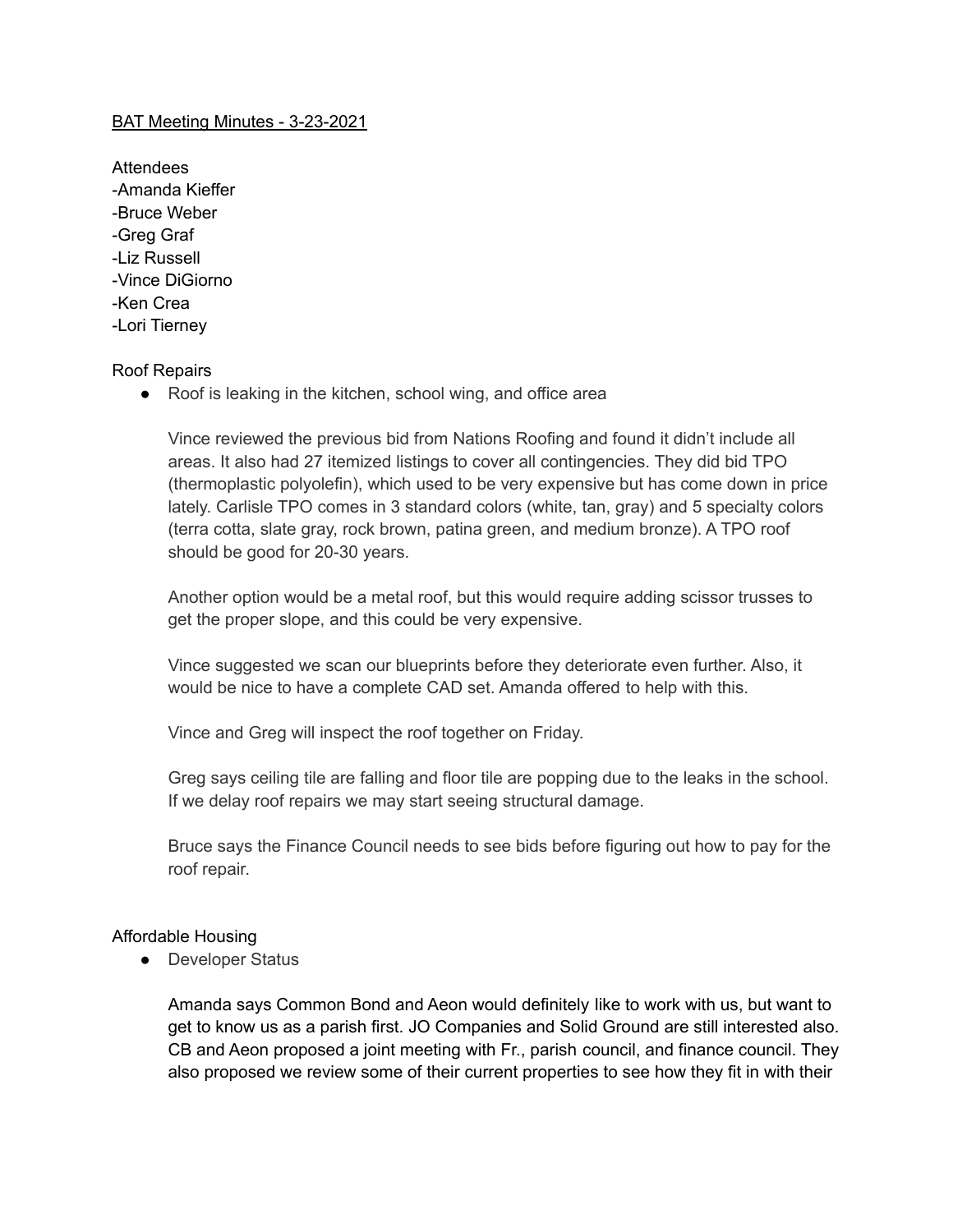# BAT Meeting Minutes - 3-23-2021

Attendees
- -Amanda Kieffer
- -Bruce Weber
- -Greg Graf
- -Liz Russell
- -Vince DiGiorno
- -Ken Crea
- -Lori Tierney

## Roof Repairs

- Roof is leaking in the kitchen, school wing, and office area

  Vince reviewed the previous bid from Nations Roofing and found it didn't include all areas. It also had 27 itemized listings to cover all contingencies. They did bid TPO (thermoplastic polyolefin), which used to be very expensive but has come down in price lately. Carlisle TPO comes in 3 standard colors (white, tan, gray) and 5 specialty colors (terra cotta, slate gray, rock brown, patina green, and medium bronze). A TPO roof should be good for 20-30 years.

  Another option would be a metal roof, but this would require adding scissor trusses to get the proper slope, and this could be very expensive.

  Vince suggested we scan our blueprints before they deteriorate even further. Also, it would be nice to have a complete CAD set. Amanda offered to help with this.

  Vince and Greg will inspect the roof together on Friday.

  Greg says ceiling tile are falling and floor tile are popping due to the leaks in the school. If we delay roof repairs we may start seeing structural damage.

  Bruce says the Finance Council needs to see bids before figuring out how to pay for the roof repair.

## Affordable Housing

- Developer Status

  Amanda says Common Bond and Aeon would definitely like to work with us, but want to get to know us as a parish first. JO Companies and Solid Ground are still interested also. CB and Aeon proposed a joint meeting with Fr., parish council, and finance council. They also proposed we review some of their current properties to see how they fit in with their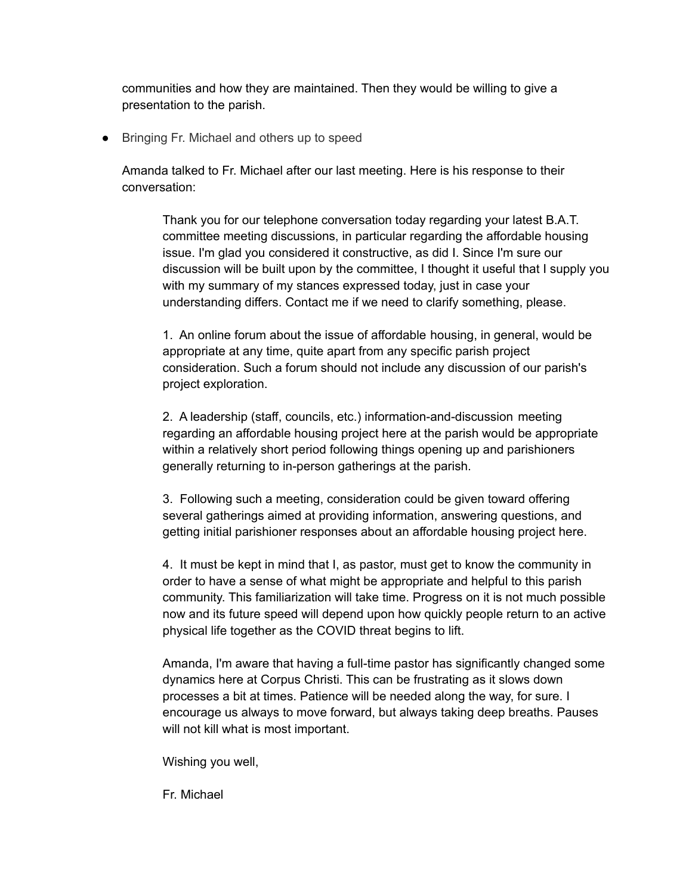communities and how they are maintained. Then they would be willing to give a presentation to the parish.

- Bringing Fr. Michael and others up to speed

  Amanda talked to Fr. Michael after our last meeting. Here is his response to their conversation:

  > Thank you for our telephone conversation today regarding your latest B.A.T. committee meeting discussions, in particular regarding the affordable housing issue. I'm glad you considered it constructive, as did I. Since I'm sure our discussion will be built upon by the committee, I thought it useful that I supply you with my summary of my stances expressed today, just in case your understanding differs. Contact me if we need to clarify something, please.
  >
  > 1. An online forum about the issue of affordable housing, in general, would be appropriate at any time, quite apart from any specific parish project consideration. Such a forum should not include any discussion of our parish's project exploration.
  >
  > 2. A leadership (staff, councils, etc.) information-and-discussion meeting regarding an affordable housing project here at the parish would be appropriate within a relatively short period following things opening up and parishioners generally returning to in-person gatherings at the parish.
  >
  > 3. Following such a meeting, consideration could be given toward offering several gatherings aimed at providing information, answering questions, and getting initial parishioner responses about an affordable housing project here.
  >
  > 4. It must be kept in mind that I, as pastor, must get to know the community in order to have a sense of what might be appropriate and helpful to this parish community. This familiarization will take time. Progress on it is not much possible now and its future speed will depend upon how quickly people return to an active physical life together as the COVID threat begins to lift.
  >
  > Amanda, I'm aware that having a full-time pastor has significantly changed some dynamics here at Corpus Christi. This can be frustrating as it slows down processes a bit at times. Patience will be needed along the way, for sure. I encourage us always to move forward, but always taking deep breaths. Pauses will not kill what is most important.
  >
  > Wishing you well,
  >
  > Fr. Michael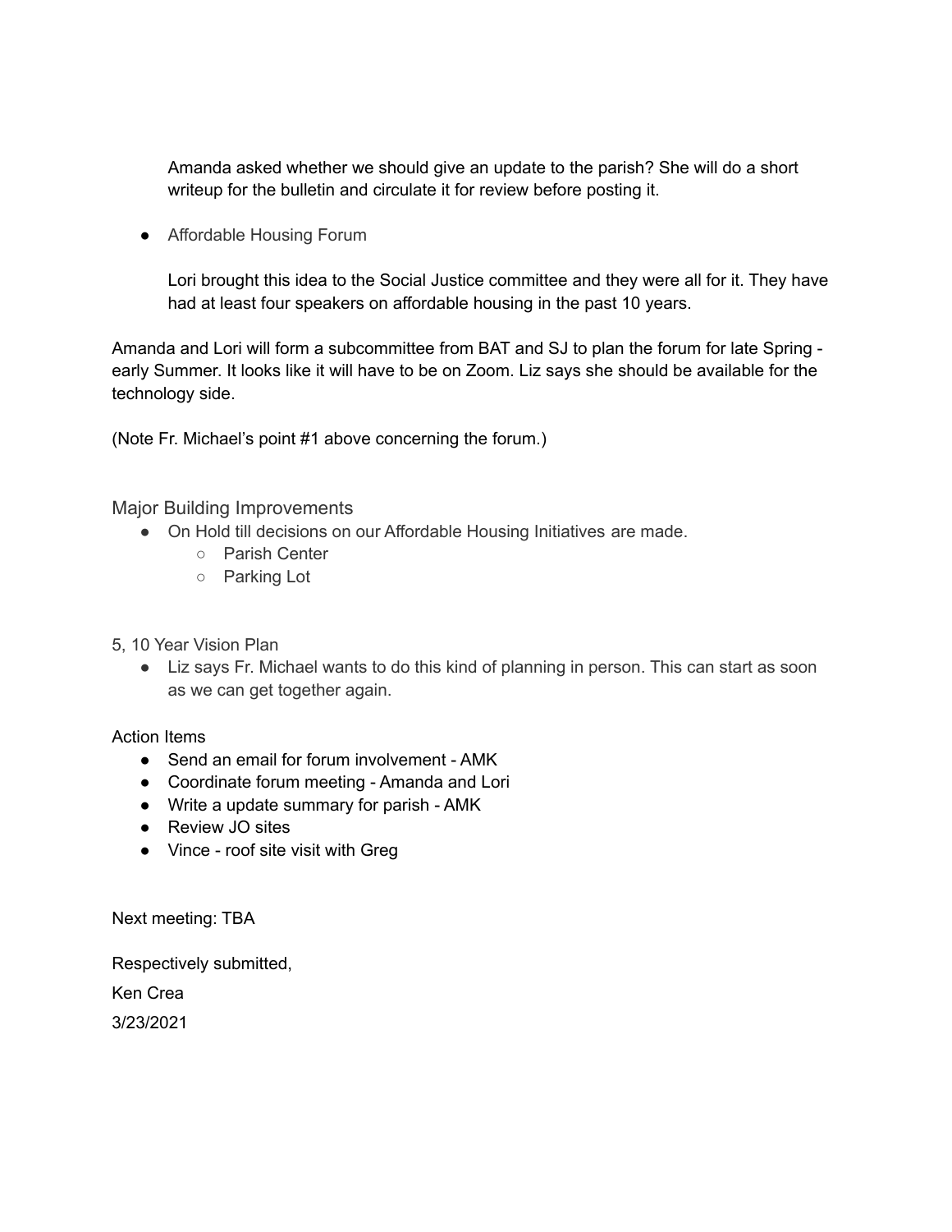Amanda asked whether we should give an update to the parish? She will do a short writeup for the bulletin and circulate it for review before posting it.

- Affordable Housing Forum

  Lori brought this idea to the Social Justice committee and they were all for it. They have had at least four speakers on affordable housing in the past 10 years.

Amanda and Lori will form a subcommittee from BAT and SJ to plan the forum for late Spring - early Summer. It looks like it will have to be on Zoom. Liz says she should be available for the technology side.

(Note Fr. Michael's point #1 above concerning the forum.)

## Major Building Improvements

- On Hold till decisions on our Affordable Housing Initiatives are made.
  - Parish Center
  - Parking Lot

## 5, 10 Year Vision Plan

- Liz says Fr. Michael wants to do this kind of planning in person. This can start as soon as we can get together again.

Action Items

- Send an email for forum involvement - AMK
- Coordinate forum meeting - Amanda and Lori
- Write a update summary for parish - AMK
- Review JO sites
- Vince - roof site visit with Greg

Next meeting: TBA

Respectively submitted,

Ken Crea

3/23/2021